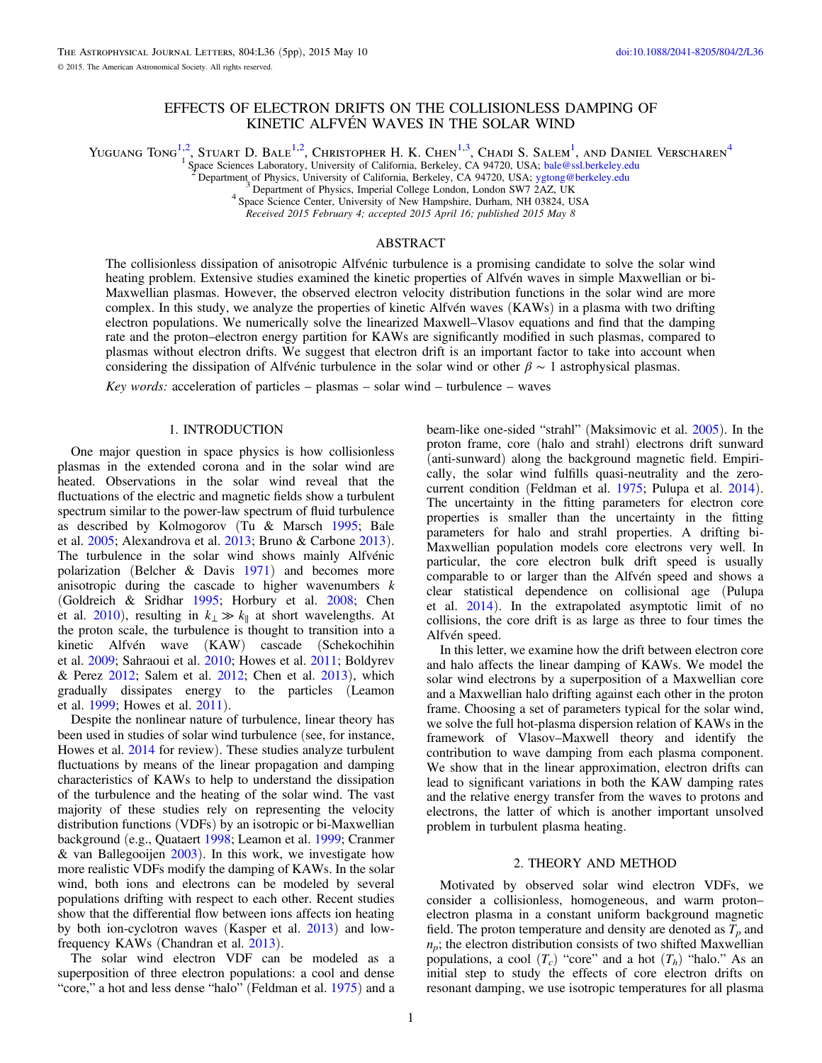# EFFECTS OF ELECTRON DRIFTS ON THE COLLISIONLESS DAMPING OF KINETIC ALFVÉN WAVES IN THE SOLAR WIND

Yuguang Tong[1,2], Stuart D. Bale[1,2], Christopher H. K. Chen[1,3], Chadi S. Salem[1], and Daniel Verscharen[4]

[1] Space Sciences Laboratory, University of California, Berkeley, CA 94720, USA; bale@ssl.berkeley.edu

[2] Department of Physics, University of California, Berkeley, CA 94720, USA; ygtong@berkeley.edu

[3] Department of Physics, Imperial College London, London SW7 2AZ, UK

[4] Space Science Center, University of New Hampshire, Durham, NH 03824, USA

*Received 2015 February 4; accepted 2015 April 16; published 2015 May 8*

## ABSTRACT

The collisionless dissipation of anisotropic Alfvénic turbulence is a promising candidate to solve the solar wind heating problem. Extensive studies examined the kinetic properties of Alfvén waves in simple Maxwellian or bi-Maxwellian plasmas. However, the observed electron velocity distribution functions in the solar wind are more complex. In this study, we analyze the properties of kinetic Alfvén waves (KAWs) in a plasma with two drifting electron populations. We numerically solve the linearized Maxwell–Vlasov equations and find that the damping rate and the proton–electron energy partition for KAWs are significantly modified in such plasmas, compared to plasmas without electron drifts. We suggest that electron drift is an important factor to take into account when considering the dissipation of Alfvénic turbulence in the solar wind or other $\beta \sim 1$ astrophysical plasmas.

*Key words:* acceleration of particles – plasmas – solar wind – turbulence – waves

## 1. INTRODUCTION

One major question in space physics is how collisionless plasmas in the extended corona and in the solar wind are heated. Observations in the solar wind reveal that the fluctuations of the electric and magnetic fields show a turbulent spectrum similar to the power-law spectrum of fluid turbulence as described by Kolmogorov (Tu & Marsch 1995; Bale et al. 2005; Alexandrova et al. 2013; Bruno & Carbone 2013). The turbulence in the solar wind shows mainly Alfvénic polarization (Belcher & Davis 1971) and becomes more anisotropic during the cascade to higher wavenumbers $k$ (Goldreich & Sridhar 1995; Horbury et al. 2008; Chen et al. 2010), resulting in $k_\perp \gg k_\parallel$ at short wavelengths. At the proton scale, the turbulence is thought to transition into a kinetic Alfvén wave (KAW) cascade (Schekochihin et al. 2009; Sahraoui et al. 2010; Howes et al. 2011; Boldyrev & Perez 2012; Salem et al. 2012; Chen et al. 2013), which gradually dissipates energy to the particles (Leamon et al. 1999; Howes et al. 2011).

Despite the nonlinear nature of turbulence, linear theory has been used in studies of solar wind turbulence (see, for instance, Howes et al. 2014 for review). These studies analyze turbulent fluctuations by means of the linear propagation and damping characteristics of KAWs to help to understand the dissipation of the turbulence and the heating of the solar wind. The vast majority of these studies rely on representing the velocity distribution functions (VDFs) by an isotropic or bi-Maxwellian background (e.g., Quataert 1998; Leamon et al. 1999; Cranmer & van Ballegooijen 2003). In this work, we investigate how more realistic VDFs modify the damping of KAWs. In the solar wind, both ions and electrons can be modeled by several populations drifting with respect to each other. Recent studies show that the differential flow between ions affects ion heating by both ion-cyclotron waves (Kasper et al. 2013) and low-frequency KAWs (Chandran et al. 2013).

The solar wind electron VDF can be modeled as a superposition of three electron populations: a cool and dense "core," a hot and less dense "halo" (Feldman et al. 1975) and a beam-like one-sided "strahl" (Maksimovic et al. 2005). In the proton frame, core (halo and strahl) electrons drift sunward (anti-sunward) along the background magnetic field. Empirically, the solar wind fulfills quasi-neutrality and the zero-current condition (Feldman et al. 1975; Pulupa et al. 2014). The uncertainty in the fitting parameters for electron core properties is smaller than the uncertainty in the fitting parameters for halo and strahl properties. A drifting bi-Maxwellian population models core electrons very well. In particular, the core electron bulk drift speed is usually comparable to or larger than the Alfvén speed and shows a clear statistical dependence on collisional age (Pulupa et al. 2014). In the extrapolated asymptotic limit of no collisions, the core drift is as large as three to four times the Alfvén speed.

In this letter, we examine how the drift between electron core and halo affects the linear damping of KAWs. We model the solar wind electrons by a superposition of a Maxwellian core and a Maxwellian halo drifting against each other in the proton frame. Choosing a set of parameters typical for the solar wind, we solve the full hot-plasma dispersion relation of KAWs in the framework of Vlasov–Maxwell theory and identify the contribution to wave damping from each plasma component. We show that in the linear approximation, electron drifts can lead to significant variations in both the KAW damping rates and the relative energy transfer from the waves to protons and electrons, the latter of which is another important unsolved problem in turbulent plasma heating.

## 2. THEORY AND METHOD

Motivated by observed solar wind electron VDFs, we consider a collisionless, homogeneous, and warm proton–electron plasma in a constant uniform background magnetic field. The proton temperature and density are denoted as $T_p$ and $n_p$; the electron distribution consists of two shifted Maxwellian populations, a cool ($T_c$) "core" and a hot ($T_h$) "halo." As an initial step to study the effects of core electron drifts on resonant damping, we use isotropic temperatures for all plasma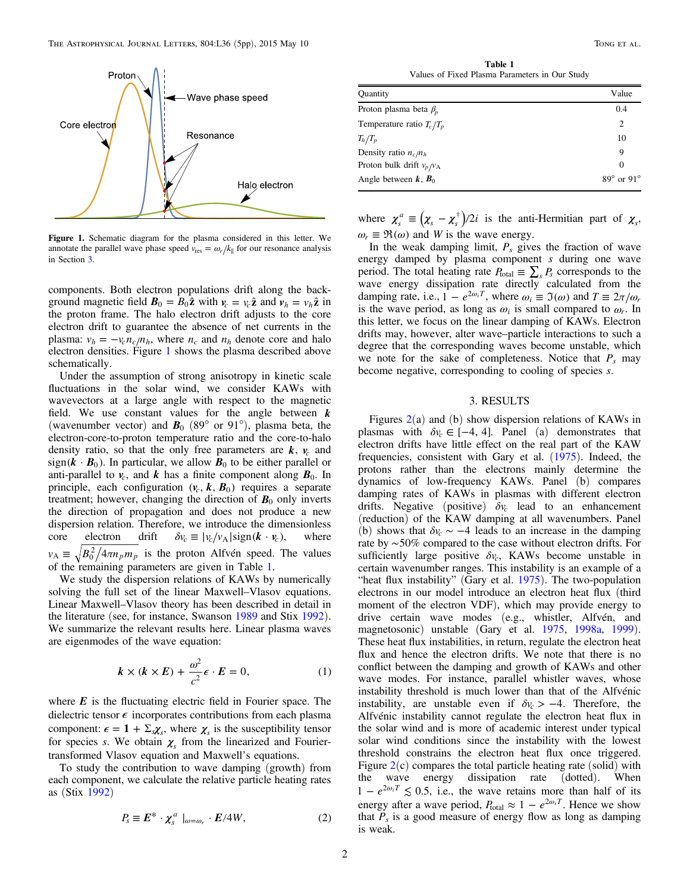Figure 1. Schematic diagram for the plasma considered in this letter. We annotate the parallel wave phase speed $v_{\rm res} = \omega_r/k_\parallel$ for our resonance analysis in Section 3.

components. Both electron populations drift along the background magnetic field $\boldsymbol{B}_0 = B_0\hat{\boldsymbol{z}}$ with $\boldsymbol{v}_c = v_c\hat{\boldsymbol{z}}$ and $\boldsymbol{v}_h = v_h\hat{\boldsymbol{z}}$ in the proton frame. The halo electron drift adjusts to the core electron drift to guarantee the absence of net currents in the plasma: $v_h = -v_c n_c/n_h$, where $n_c$ and $n_h$ denote core and halo electron densities. Figure 1 shows the plasma described above schematically.

Under the assumption of strong anisotropy in kinetic scale fluctuations in the solar wind, we consider KAWs with wavevectors at a large angle with respect to the magnetic field. We use constant values for the angle between $\boldsymbol{k}$ (wavenumber vector) and $\boldsymbol{B}_0$ (89° or 91°), plasma beta, the electron-core-to-proton temperature ratio and the core-to-halo density ratio, so that the only free parameters are $\boldsymbol{k}$, $\boldsymbol{v}_c$ and $\text{sign}(\boldsymbol{k}\cdot\boldsymbol{B}_0)$. In particular, we allow $\boldsymbol{B}_0$ to be either parallel or anti-parallel to $\boldsymbol{v}_c$, and $\boldsymbol{k}$ has a finite component along $\boldsymbol{B}_0$. In principle, each configuration $(\boldsymbol{v}_c, \boldsymbol{k}, \boldsymbol{B}_0)$ requires a separate treatment; however, changing the direction of $\boldsymbol{B}_0$ only inverts the direction of propagation and does not produce a new dispersion relation. Therefore, we introduce the dimensionless core electron drift $\delta v_c \equiv |v_c/v_{\rm A}|\text{sign}(\boldsymbol{k}\cdot\boldsymbol{v}_c)$, where $v_{\rm A} \equiv \sqrt{B_0^2/4\pi n_p m_p}$ is the proton Alfvén speed. The values of the remaining parameters are given in Table 1.

We study the dispersion relations of KAWs by numerically solving the full set of the linear Maxwell–Vlasov equations. Linear Maxwell–Vlasov theory has been described in detail in the literature (see, for instance, Swanson 1989 and Stix 1992). We summarize the relevant results here. Linear plasma waves are eigenmodes of the wave equation:

$$\boldsymbol{k}\times(\boldsymbol{k}\times\boldsymbol{E}) + \frac{\omega^2}{c^2}\boldsymbol{\epsilon}\cdot\boldsymbol{E} = 0, \qquad (1)$$

where $\boldsymbol{E}$ is the fluctuating electric field in Fourier space. The dielectric tensor $\boldsymbol{\epsilon}$ incorporates contributions from each plasma component: $\boldsymbol{\epsilon} = \boldsymbol{1} + \Sigma_s\boldsymbol{\chi}_s$, where $\boldsymbol{\chi}_s$ is the susceptibility tensor for species $s$. We obtain $\boldsymbol{\chi}_s$ from the linearized and Fourier-transformed Vlasov equation and Maxwell's equations.

To study the contribution to wave damping (growth) from each component, we calculate the relative particle heating rates as (Stix 1992)

$$P_s \equiv \boldsymbol{E}^*\cdot\boldsymbol{\chi}_s^a\,|_{\omega=\omega_r}\cdot\boldsymbol{E}/4W, \qquad (2)$$

**Table 1**
Values of Fixed Plasma Parameters in Our Study

| Quantity | Value |
|---|---|
| Proton plasma beta $\beta_p$ | 0.4 |
| Temperature ratio $T_c/T_p$ | 2 |
| $T_h/T_p$ | 10 |
| Density ratio $n_c/n_h$ | 9 |
| Proton bulk drift $v_p/v_{\rm A}$ | 0 |
| Angle between $\boldsymbol{k}$, $\boldsymbol{B}_0$ | 89° or 91° |

where $\boldsymbol{\chi}_s^a \equiv \left(\boldsymbol{\chi}_s - \boldsymbol{\chi}_s^\dagger\right)/2i$ is the anti-Hermitian part of $\boldsymbol{\chi}_s$, $\omega_r \equiv \Re(\omega)$ and $W$ is the wave energy.

In the weak damping limit, $P_s$ gives the fraction of wave energy damped by plasma component $s$ during one wave period. The total heating rate $P_{\rm total} \equiv \sum_s P_s$ corresponds to the wave energy dissipation rate directly calculated from the damping rate, i.e., $1 - e^{2\omega_i T}$, where $\omega_i \equiv \Im(\omega)$ and $T \equiv 2\pi/\omega_r$ is the wave period, as long as $\omega_i$ is small compared to $\omega_r$. In this letter, we focus on the linear damping of KAWs. Electron drifts may, however, alter wave–particle interactions to such a degree that the corresponding waves become unstable, which we note for the sake of completeness. Notice that $P_s$ may become negative, corresponding to cooling of species $s$.

## 3. RESULTS

Figures 2(a) and (b) show dispersion relations of KAWs in plasmas with $\delta v_c \in [-4, 4]$. Panel (a) demonstrates that electron drifts have little effect on the real part of the KAW frequencies, consistent with Gary et al. (1975). Indeed, the protons rather than the electrons mainly determine the dynamics of low-frequency KAWs. Panel (b) compares damping rates of KAWs in plasmas with different electron drifts. Negative (positive) $\delta v_c$ lead to an enhancement (reduction) of the KAW damping at all wavenumbers. Panel (b) shows that $\delta v_c \sim -4$ leads to an increase in the damping rate by ~50% compared to the case without electron drifts. For sufficiently large positive $\delta v_c$, KAWs become unstable in certain wavenumber ranges. This instability is an example of a "heat flux instability" (Gary et al. 1975). The two-population electrons in our model introduce an electron heat flux (third moment of the electron VDF), which may provide energy to drive certain wave modes (e.g., whistler, Alfvén, and magnetosonic) unstable (Gary et al. 1975, 1998a, 1999). These heat flux instabilities, in return, regulate the electron heat flux and hence the electron drifts. We note that there is no conflict between the damping and growth of KAWs and other wave modes. For instance, parallel whistler waves, whose instability threshold is much lower than that of the Alfvénic instability, are unstable even if $\delta v_c > -4$. Therefore, the Alfvénic instability cannot regulate the electron heat flux in the solar wind and is more of academic interest under typical solar wind conditions since the instability with the lowest threshold constrains the electron heat flux once triggered. Figure 2(c) compares the total particle heating rate (solid) with the wave energy dissipation rate (dotted). When $1 - e^{2\omega_i T} \lesssim 0.5$, i.e., the wave retains more than half of its energy after a wave period, $P_{\rm total} \approx 1 - e^{2\omega_i T}$. Hence we show that $P_s$ is a good measure of energy flow as long as damping is weak.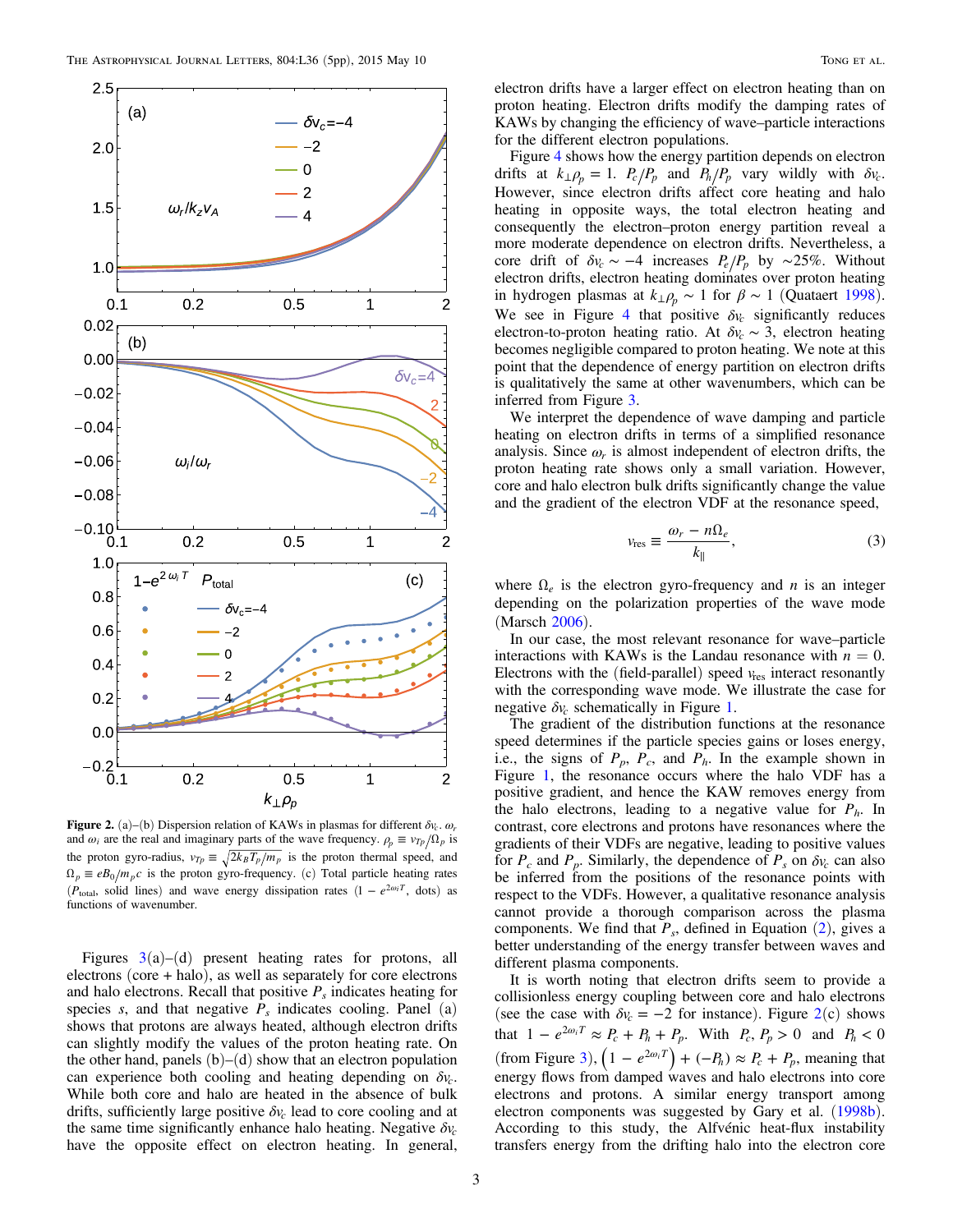**Figure 2.** (a)–(b) Dispersion relation of KAWs in plasmas for different $\delta v_c$. $\omega_r$ and $\omega_i$ are the real and imaginary parts of the wave frequency. $\rho_p \equiv v_{Tp}/\Omega_p$ is the proton gyro-radius, $v_{Tp} \equiv \sqrt{2k_B T_p/m_p}$ is the proton thermal speed, and $\Omega_p \equiv eB_0/m_p c$ is the proton gyro-frequency. (c) Total particle heating rates ($P_{\rm total}$, solid lines) and wave energy dissipation rates ($1 - e^{2\omega_i T}$, dots) as functions of wavenumber.

Figures 3(a)–(d) present heating rates for protons, all electrons (core + halo), as well as separately for core electrons and halo electrons. Recall that positive $P_s$ indicates heating for species $s$, and that negative $P_s$ indicates cooling. Panel (a) shows that protons are always heated, although electron drifts can slightly modify the values of the proton heating rate. On the other hand, panels (b)–(d) show that an electron population can experience both cooling and heating depending on $\delta v_c$. While both core and halo are heated in the absence of bulk drifts, sufficiently large positive $\delta v_c$ lead to core cooling and at the same time significantly enhance halo heating. Negative $\delta v_c$ have the opposite effect on electron heating. In general, electron drifts have a larger effect on electron heating than on proton heating. Electron drifts modify the damping rates of KAWs by changing the efficiency of wave–particle interactions for the different electron populations.

Figure 4 shows how the energy partition depends on electron drifts at $k_\perp \rho_p = 1$. $P_c/P_p$ and $P_h/P_p$ vary wildly with $\delta v_c$. However, since electron drifts affect core heating and halo heating in opposite ways, the total electron heating and consequently the electron–proton energy partition reveal a more moderate dependence on electron drifts. Nevertheless, a core drift of $\delta v_c \sim -4$ increases $P_e/P_p$ by ~25%. Without electron drifts, electron heating dominates over proton heating in hydrogen plasmas at $k_\perp \rho_p \sim 1$ for $\beta \sim 1$ (Quataert 1998). We see in Figure 4 that positive $\delta v_c$ significantly reduces electron-to-proton heating ratio. At $\delta v_c \sim 3$, electron heating becomes negligible compared to proton heating. We note at this point that the dependence of energy partition on electron drifts is qualitatively the same at other wavenumbers, which can be inferred from Figure 3.

We interpret the dependence of wave damping and particle heating on electron drifts in terms of a simplified resonance analysis. Since $\omega_r$ is almost independent of electron drifts, the proton heating rate shows only a small variation. However, core and halo electron bulk drifts significantly change the value and the gradient of the electron VDF at the resonance speed,

$$v_{\rm res} \equiv \frac{\omega_r - n\Omega_e}{k_\parallel}, \tag{3}$$

where $\Omega_e$ is the electron gyro-frequency and $n$ is an integer depending on the polarization properties of the wave mode (Marsch 2006).

In our case, the most relevant resonance for wave–particle interactions with KAWs is the Landau resonance with $n = 0$. Electrons with the (field-parallel) speed $v_{\rm res}$ interact resonantly with the corresponding wave mode. We illustrate the case for negative $\delta v_c$ schematically in Figure 1.

The gradient of the distribution functions at the resonance speed determines if the particle species gains or loses energy, i.e., the signs of $P_p$, $P_c$, and $P_h$. In the example shown in Figure 1, the resonance occurs where the halo VDF has a positive gradient, and hence the KAW removes energy from the halo electrons, leading to a negative value for $P_h$. In contrast, core electrons and protons have resonances where the gradients of their VDFs are negative, leading to positive values for $P_c$ and $P_p$. Similarly, the dependence of $P_s$ on $\delta v_c$ can also be inferred from the positions of the resonance points with respect to the VDFs. However, a qualitative resonance analysis cannot provide a thorough comparison across the plasma components. We find that $P_s$, defined in Equation (2), gives a better understanding of the energy transfer between waves and different plasma components.

It is worth noting that electron drifts seem to provide a collisionless energy coupling between core and halo electrons (see the case with $\delta v_c = -2$ for instance). Figure 2(c) shows that $1 - e^{2\omega_i T} \approx P_c + P_h + P_p$. With $P_c, P_p > 0$ and $P_h < 0$ (from Figure 3), $\left(1 - e^{2\omega_i T}\right) + (-P_h) \approx P_c + P_p$, meaning that energy flows from damped waves and halo electrons into core electrons and protons. A similar energy transport among electron components was suggested by Gary et al. (1998b). According to this study, the Alfvénic heat-flux instability transfers energy from the drifting halo into the electron core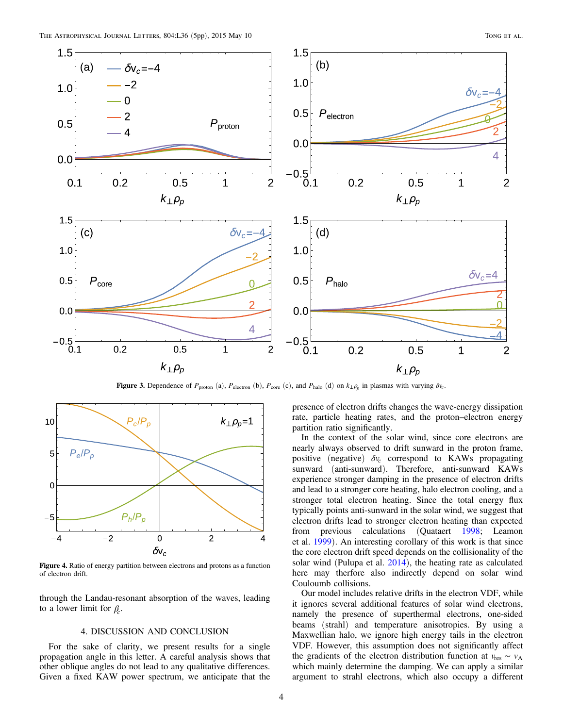**Figure 3.** Dependence of $P_{\rm proton}$ (a), $P_{\rm electron}$ (b), $P_{\rm core}$ (c), and $P_{\rm halo}$ (d) on $k_\perp \rho_p$ in plasmas with varying $\delta v_c$.

**Figure 4.** Ratio of energy partition between electrons and protons as a function of electron drift.

through the Landau-resonant absorption of the waves, leading to a lower limit for $\beta_c$.

## 4. DISCUSSION AND CONCLUSION

For the sake of clarity, we present results for a single propagation angle in this letter. A careful analysis shows that other oblique angles do not lead to any qualitative differences. Given a fixed KAW power spectrum, we anticipate that the presence of electron drifts changes the wave-energy dissipation rate, particle heating rates, and the proton–electron energy partition ratio significantly.

In the context of the solar wind, since core electrons are nearly always observed to drift sunward in the proton frame, positive (negative) $\delta v_c$ correspond to KAWs propagating sunward (anti-sunward). Therefore, anti-sunward KAWs experience stronger damping in the presence of electron drifts and lead to a stronger core heating, halo electron cooling, and a stronger total electron heating. Since the total energy flux typically points anti-sunward in the solar wind, we suggest that electron drifts lead to stronger electron heating than expected from previous calculations (Quataert 1998; Leamon et al. 1999). An interesting corollary of this work is that since the core electron drift speed depends on the collisionality of the solar wind (Pulupa et al. 2014), the heating rate as calculated here may therfore also indirectly depend on solar wind Couluomb collisions.

Our model includes relative drifts in the electron VDF, while it ignores several additional features of solar wind electrons, namely the presence of superthermal electrons, one-sided beams (strahl) and temperature anisotropies. By using a Maxwellian halo, we ignore high energy tails in the electron VDF. However, this assumption does not significantly affect the gradients of the electron distribution function at $v_{\rm res} \sim v_{\rm A}$ which mainly determine the damping. We can apply a similar argument to strahl electrons, which also occupy a different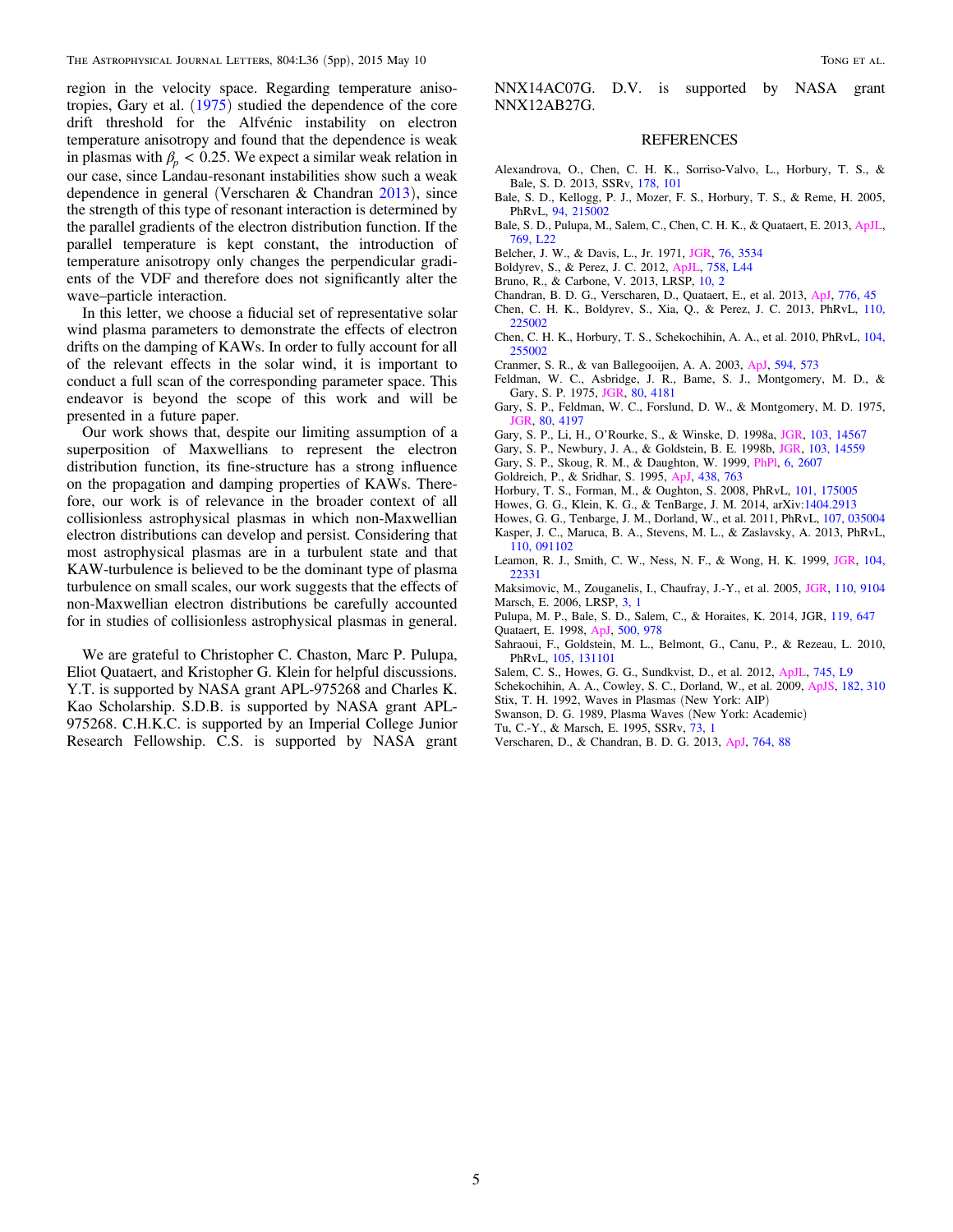region in the velocity space. Regarding temperature anisotropies, Gary et al. (1975) studied the dependence of the core drift threshold for the Alfvénic instability on electron temperature anisotropy and found that the dependence is weak in plasmas with $\beta_p < 0.25$. We expect a similar weak relation in our case, since Landau-resonant instabilities show such a weak dependence in general (Verscharen & Chandran 2013), since the strength of this type of resonant interaction is determined by the parallel gradients of the electron distribution function. If the parallel temperature is kept constant, the introduction of temperature anisotropy only changes the perpendicular gradients of the VDF and therefore does not significantly alter the wave–particle interaction.

In this letter, we choose a fiducial set of representative solar wind plasma parameters to demonstrate the effects of electron drifts on the damping of KAWs. In order to fully account for all of the relevant effects in the solar wind, it is important to conduct a full scan of the corresponding parameter space. This endeavor is beyond the scope of this work and will be presented in a future paper.

Our work shows that, despite our limiting assumption of a superposition of Maxwellians to represent the electron distribution function, its fine-structure has a strong influence on the propagation and damping properties of KAWs. Therefore, our work is of relevance in the broader context of all collisionless astrophysical plasmas in which non-Maxwellian electron distributions can develop and persist. Considering that most astrophysical plasmas are in a turbulent state and that KAW-turbulence is believed to be the dominant type of plasma turbulence on small scales, our work suggests that the effects of non-Maxwellian electron distributions be carefully accounted for in studies of collisionless astrophysical plasmas in general.

We are grateful to Christopher C. Chaston, Marc P. Pulupa, Eliot Quataert, and Kristopher G. Klein for helpful discussions. Y.T. is supported by NASA grant APL-975268 and Charles K. Kao Scholarship. S.D.B. is supported by NASA grant APL-975268. C.H.K.C. is supported by an Imperial College Junior Research Fellowship. C.S. is supported by NASA grant NNX14AC07G. D.V. is supported by NASA grant NNX12AB27G.

## REFERENCES

Alexandrova, O., Chen, C. H. K., Sorriso-Valvo, L., Horbury, T. S., & Bale, S. D. 2013, SSRv, 178, 101

Bale, S. D., Kellogg, P. J., Mozer, F. S., Horbury, T. S., & Reme, H. 2005, PhRvL, 94, 215002

Bale, S. D., Pulupa, M., Salem, C., Chen, C. H. K., & Quataert, E. 2013, ApJL, 769, L22

Belcher, J. W., & Davis, L., Jr. 1971, JGR, 76, 3534

Boldyrev, S., & Perez, J. C. 2012, ApJL, 758, L44

Bruno, R., & Carbone, V. 2013, LRSP, 10, 2

Chandran, B. D. G., Verscharen, D., Quataert, E., et al. 2013, ApJ, 776, 45

Chen, C. H. K., Boldyrev, S., Xia, Q., & Perez, J. C. 2013, PhRvL, 110, 225002

Chen, C. H. K., Horbury, T. S., Schekochihin, A. A., et al. 2010, PhRvL, 104, 255002

Cranmer, S. R., & van Ballegooijen, A. A. 2003, ApJ, 594, 573

Feldman, W. C., Asbridge, J. R., Bame, S. J., Montgomery, M. D., & Gary, S. P. 1975, JGR, 80, 4181

Gary, S. P., Feldman, W. C., Forslund, D. W., & Montgomery, M. D. 1975, JGR, 80, 4197

Gary, S. P., Li, H., O'Rourke, S., & Winske, D. 1998a, JGR, 103, 14567

Gary, S. P., Newbury, J. A., & Goldstein, B. E. 1998b, JGR, 103, 14559

Gary, S. P., Skoug, R. M., & Daughton, W. 1999, PhPl, 6, 2607

Goldreich, P., & Sridhar, S. 1995, ApJ, 438, 763

Horbury, T. S., Forman, M., & Oughton, S. 2008, PhRvL, 101, 175005

Howes, G. G., Klein, K. G., & TenBarge, J. M. 2014, arXiv:1404.2913

Howes, G. G., Tenbarge, J. M., Dorland, W., et al. 2011, PhRvL, 107, 035004

Kasper, J. C., Maruca, B. A., Stevens, M. L., & Zaslavsky, A. 2013, PhRvL, 110, 091102

Leamon, R. J., Smith, C. W., Ness, N. F., & Wong, H. K. 1999, JGR, 104, 22331

Maksimovic, M., Zouganelis, I., Chaufray, J.-Y., et al. 2005, JGR, 110, 9104

Marsch, E. 2006, LRSP, 3, 1

Pulupa, M. P., Bale, S. D., Salem, C., & Horaites, K. 2014, JGR, 119, 647

Quataert, E. 1998, ApJ, 500, 978

Sahraoui, F., Goldstein, M. L., Belmont, G., Canu, P., & Rezeau, L. 2010, PhRvL, 105, 131101

Salem, C. S., Howes, G. G., Sundkvist, D., et al. 2012, ApJL, 745, L9

Schekochihin, A. A., Cowley, S. C., Dorland, W., et al. 2009, ApJS, 182, 310

Stix, T. H. 1992, Waves in Plasmas (New York: AIP)

Swanson, D. G. 1989, Plasma Waves (New York: Academic)

Tu, C.-Y., & Marsch, E. 1995, SSRv, 73, 1

Verscharen, D., & Chandran, B. D. G. 2013, ApJ, 764, 88